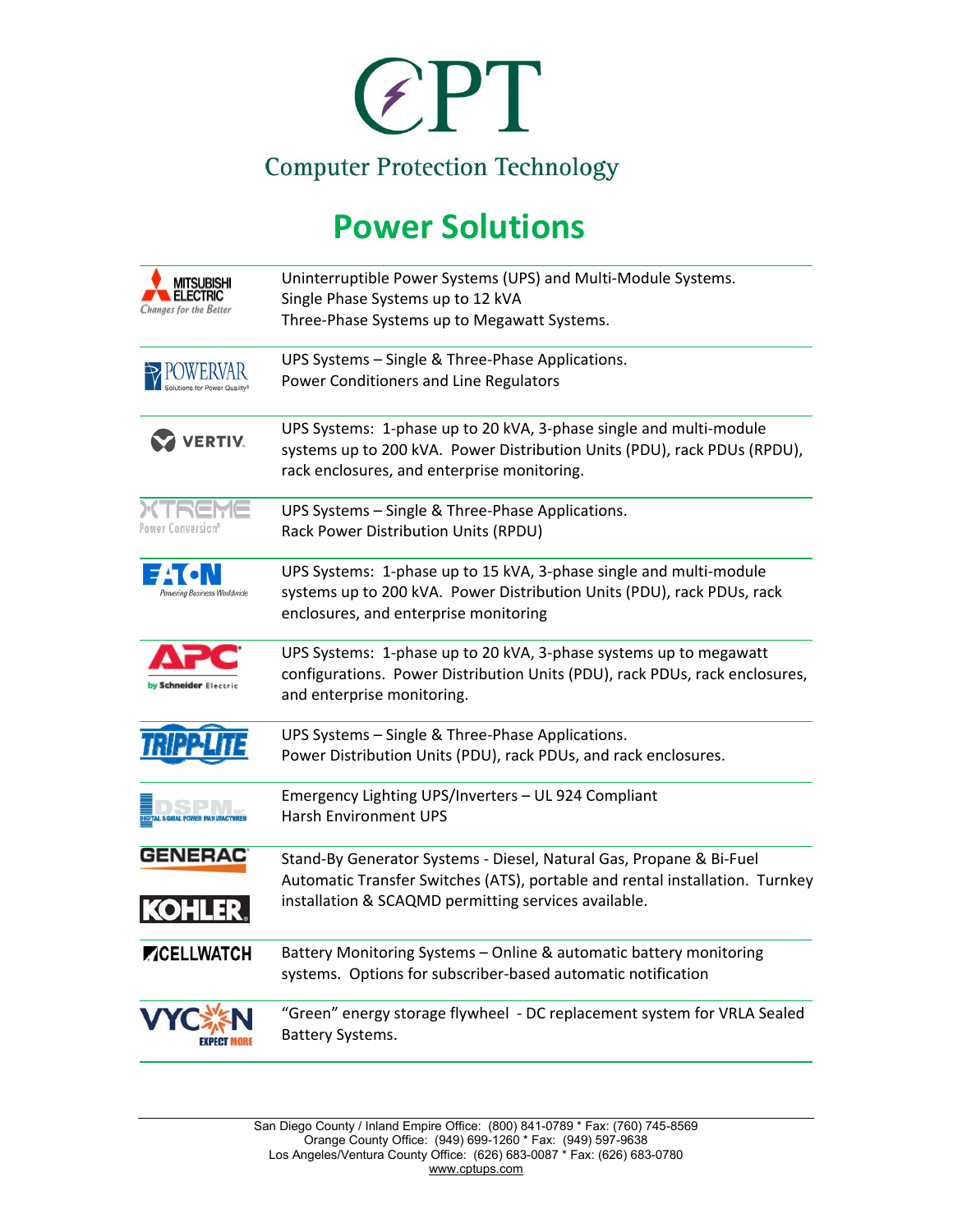# CPT

## Computer Protection Technology

# Power Solutions

| Brand | Products |
| --- | --- |
| MITSUBISHI ELECTRIC *Changes for the Better* | Uninterruptible Power Systems (UPS) and Multi-Module Systems.<br>Single Phase Systems up to 12 kVA<br>Three-Phase Systems up to Megawatt Systems. |
| POWERVAR Solutions for Power Quality® | UPS Systems – Single & Three-Phase Applications.<br>Power Conditioners and Line Regulators |
| VERTIV. | UPS Systems: 1-phase up to 20 kVA, 3-phase single and multi-module systems up to 200 kVA. Power Distribution Units (PDU), rack PDUs (RPDU), rack enclosures, and enterprise monitoring. |
| XTREME Power Conversion® | UPS Systems – Single & Three-Phase Applications.<br>Rack Power Distribution Units (RPDU) |
| EATON *Powering Business Worldwide* | UPS Systems: 1-phase up to 15 kVA, 3-phase single and multi-module systems up to 200 kVA. Power Distribution Units (PDU), rack PDUs, rack enclosures, and enterprise monitoring |
| APC by Schneider Electric | UPS Systems: 1-phase up to 20 kVA, 3-phase systems up to megawatt configurations. Power Distribution Units (PDU), rack PDUs, rack enclosures, and enterprise monitoring. |
| TRIPP-LITE | UPS Systems – Single & Three-Phase Applications.<br>Power Distribution Units (PDU), rack PDUs, and rack enclosures. |
| DSPM INC. DIGITAL SIGNAL POWER MANUFACTURER | Emergency Lighting UPS/Inverters – UL 924 Compliant<br>Harsh Environment UPS |
| GENERAC<br>KOHLER. | Stand-By Generator Systems - Diesel, Natural Gas, Propane & Bi-Fuel Automatic Transfer Switches (ATS), portable and rental installation. Turnkey installation & SCAQMD permitting services available. |
| CELLWATCH | Battery Monitoring Systems – Online & automatic battery monitoring systems. Options for subscriber-based automatic notification |
| VYCON EXPECT MORE | "Green" energy storage flywheel - DC replacement system for VRLA Sealed Battery Systems. |

San Diego County / Inland Empire Office: (800) 841-0789 * Fax: (760) 745-8569
Orange County Office: (949) 699-1260 * Fax: (949) 597-9638
Los Angeles/Ventura County Office: (626) 683-0087 * Fax: (626) 683-0780
www.cptups.com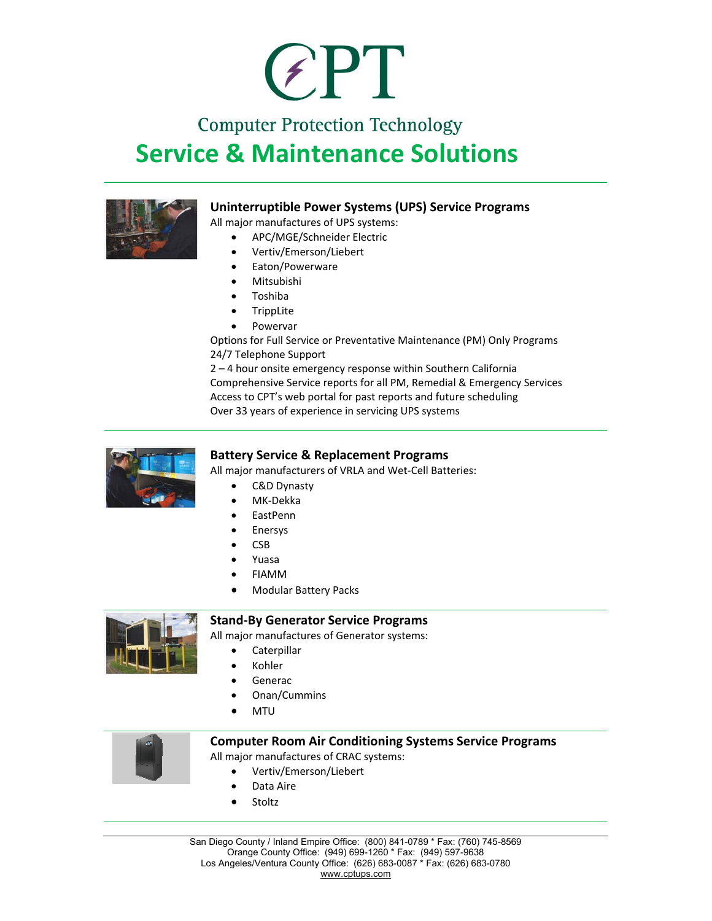# CPT

Computer Protection Technology

## Service & Maintenance Solutions

### Uninterruptible Power Systems (UPS) Service Programs

All major manufactures of UPS systems:

- APC/MGE/Schneider Electric
- Vertiv/Emerson/Liebert
- Eaton/Powerware
- Mitsubishi
- Toshiba
- TrippLite
- Powervar

Options for Full Service or Preventative Maintenance (PM) Only Programs
24/7 Telephone Support
2 – 4 hour onsite emergency response within Southern California
Comprehensive Service reports for all PM, Remedial & Emergency Services
Access to CPT's web portal for past reports and future scheduling
Over 33 years of experience in servicing UPS systems

### Battery Service & Replacement Programs

All major manufacturers of VRLA and Wet-Cell Batteries:

- C&D Dynasty
- MK-Dekka
- EastPenn
- Enersys
- CSB
- Yuasa
- FIAMM
- Modular Battery Packs

### Stand-By Generator Service Programs

All major manufactures of Generator systems:

- Caterpillar
- Kohler
- Generac
- Onan/Cummins
- MTU

### Computer Room Air Conditioning Systems Service Programs

All major manufactures of CRAC systems:

- Vertiv/Emerson/Liebert
- Data Aire
- Stoltz

San Diego County / Inland Empire Office: (800) 841-0789 * Fax: (760) 745-8569
Orange County Office: (949) 699-1260 * Fax: (949) 597-9638
Los Angeles/Ventura County Office: (626) 683-0087 * Fax: (626) 683-0780
www.cptups.com